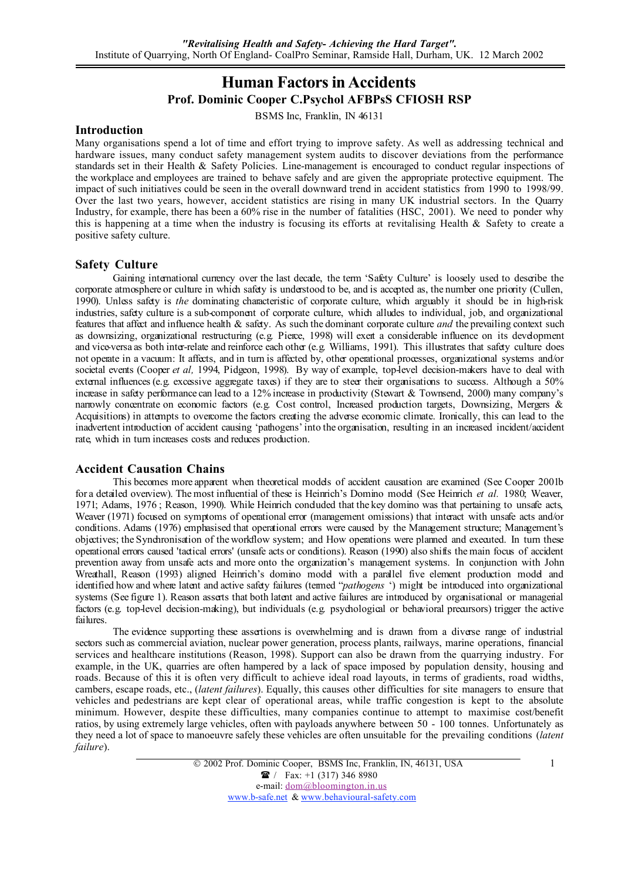# Human Factors in Accidents

**Prof. Dominic Cooper C.Psychol AFBPsS CFIOSH RSP**

BSMS Inc, Franklin, IN 46131

## Introduction

Many organisations spend a lot of time and effort trying to improve safety. As well as addressing technical and hardware issues, many conduct safety management system audits to discover deviations from the performance standards set in their Health & Safety Policies. Line-management is encouraged to conduct regular inspections of the workplace and employees are trained to behave safely and are given the appropriate protective equipment. The impact of such initiatives could be seen in the overall downward trend in accident statistics from 1990 to 1998/99. Over the last two years, however, accident statistics are rising in many UK industrial sectors. In the Quarry Industry, for example, there has been a 60% rise in the number of fatalities (HSC, 2001). We need to ponder why this is happening at a time when the industry is focusing its efforts at revitalising Health & Safety to create a positive safety culture.

## Safety Culture

Gaining international currency over the last decade, the term 'Safety Culture' is loosely used to describe the corporate atmosphere or culture in which safety is understood to be, and is accepted as, the number one priority (Cullen, 1990). Unless safety is *the* dominating characteristic of corporate culture, which arguably it should be in high-risk industries, safety culture is a sub-component of corporate culture, which alludes to individual, job, and organizational features that affect and influence health & safety. As such the dominant corporate culture *and* the prevailing context such as downsizing, organizational restructuring (e.g. Pierce, 1998) will exert a considerable influence on its development and vice-versa as both inter-relate and reinforce each other (e.g. Williams, 1991). This illustrates that safety culture does not operate in a vacuum: It affects, and in turn is affected by, other operational processes, organizational systems and/or societal events (Cooper *et al,* 1994, Pidgeon, 1998). By way of example, top-level decision-makers have to deal with external influences (e.g. excessive aggregate taxes) if they are to steer their organisations to success. Although a 50% increase in safety performance can lead to a 12% increase in productivity (Stewart & Townsend, 2000) many company's narrowly concentrate on economic factors (e.g. Cost control, Increased production targets, Downsizing, Mergers & Acquisitions) in attempts to overcome the factors creating the adverse economic climate. Ironically, this can lead to the inadvertent introduction of accident causing 'pathogens' into the organisation, resulting in an increased incident/accident rate, which in turn increases costs and reduces production.

## Accident Causation Chains

This becomes more apparent when theoretical models of accident causation are examined (See Cooper 2001b for a detailed overview). The most influential of these is Heinrich's Domino model (See Heinrich *et al.* 1980; Weaver, 1971; Adams, 1976 ; Reason, 1990). While Heinrich concluded that the key domino was that pertaining to unsafe acts, Weaver (1971) focused on symptoms of operational error (management omissions) that interact with unsafe acts and/or conditions. Adams (1976) emphasised that operational errors were caused by the Management structure; Management's objectives; the Synchronisation of the workflow system; and How operations were planned and executed. In turn these operational errors caused 'tactical errors' (unsafe acts or conditions). Reason (1990) also shifts the main focus of accident prevention away from unsafe acts and more onto the organization's management systems. In conjunction with John Wreathall, Reason (1993) aligned Heinrich's domino model with a parallel five element production model and identified how and where latent and active safety failures (termed "*pathogens* ') might be introduced into organizational systems (See figure 1). Reason asserts that both latent and active failures are introduced by organisational or managerial factors (e.g. top-level decision-making), but individuals (e.g. psychological or behavioral precursors) trigger the active failures.

The evidence supporting these assertions is overwhelming and is drawn from a diverse range of industrial sectors such as commercial aviation, nuclear power generation, process plants, railways, marine operations, financial services and healthcare institutions (Reason, 1998). Support can also be drawn from the quarrying industry. For example, in the UK, quarries are often hampered by a lack of space imposed by population density, housing and roads. Because of this it is often very difficult to achieve ideal road layouts, in terms of gradients, road widths, cambers, escape roads, etc., (*latent failures*). Equally, this causes other difficulties for site managers to ensure that vehicles and pedestrians are kept clear of operational areas, while traffic congestion is kept to the absolute minimum. However, despite these difficulties, many companies continue to attempt to maximise cost/benefit ratios, by using extremely large vehicles, often with payloads anywhere between 50 - 100 tonnes. Unfortunately as they need a lot of space to manoeuvre safely these vehicles are often unsuitable for the prevailing conditions (*latent failure*).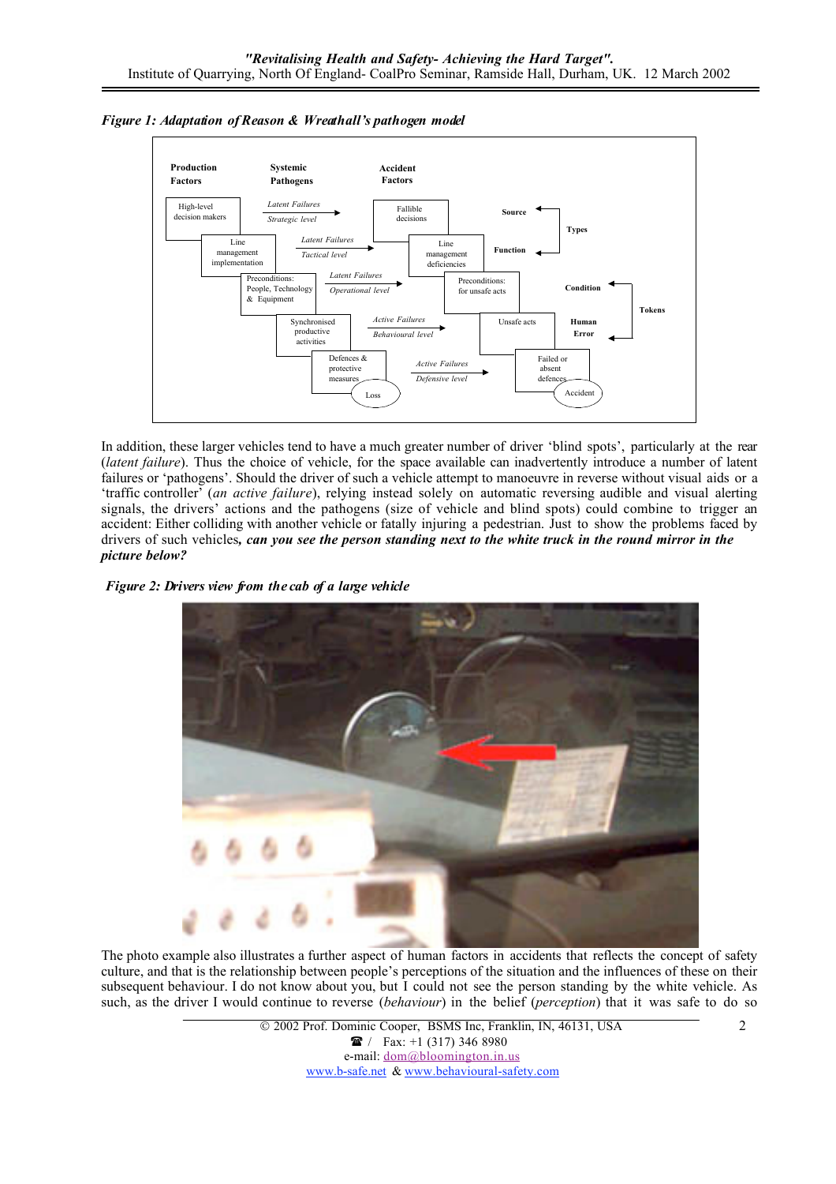*Figure 1: Adaptation of Reason & Wreathall's pathogen model*

*Figure 2: Drivers view from the cab of a large vehicle*

In addition, these larger vehicles tend to have a much greater number of driver 'blind spots', particularly at the rear (*latent failure*). Thus the choice of vehicle, for the space available can inadvertently introduce a number of latent failures or 'pathogens'. Should the driver of such a vehicle attempt to manoeuvre in reverse without visual aids or a 'traffic controller' (*an active failure*), relying instead solely on automatic reversing audible and visual alerting signals, the drivers' actions and the pathogens (size of vehicle and blind spots) could combine to trigger an accident: Either colliding with another vehicle or fatally injuring a pedestrian. Just to show the problems faced by drivers of such vehicles***, can you see the person standing next to the white truck in the round mirror in the picture below?***

The photo example also illustrates a further aspect of human factors in accidents that reflects the concept of safety culture, and that is the relationship between people's perceptions of the situation and the influences of these on their subsequent behaviour. I do not know about you, but I could not see the person standing by the white vehicle. As such, as the driver I would continue to reverse (*behaviour*) in the belief (*perception*) that it was safe to do so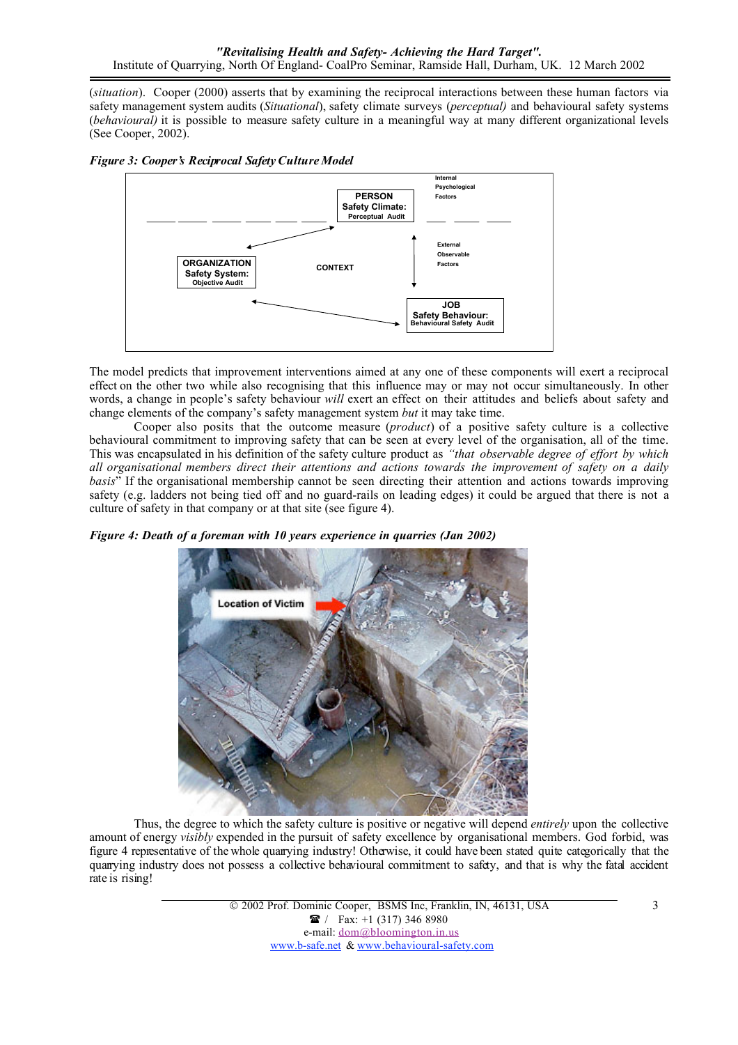(*situation*). Cooper (2000) asserts that by examining the reciprocal interactions between these human factors via safety management system audits (*Situational*), safety climate surveys (*perceptual)* and behavioural safety systems (*behavioural)* it is possible to measure safety culture in a meaningful way at many different organizational levels (See Cooper, 2002).

***Figure 3: Cooper's Reciprocal Safety Culture Model***

The model predicts that improvement interventions aimed at any one of these components will exert a reciprocal effect on the other two while also recognising that this influence may or may not occur simultaneously. In other words, a change in people's safety behaviour *will* exert an effect on their attitudes and beliefs about safety and change elements of the company's safety management system *but* it may take time.

Cooper also posits that the outcome measure (*product*) of a positive safety culture is a collective behavioural commitment to improving safety that can be seen at every level of the organisation, all of the time. This was encapsulated in his definition of the safety culture product as *"that observable degree of effort by which all organisational members direct their attentions and actions towards the improvement of safety on a daily basis*" If the organisational membership cannot be seen directing their attention and actions towards improving safety (e.g. ladders not being tied off and no guard-rails on leading edges) it could be argued that there is not a culture of safety in that company or at that site (see figure 4).

***Figure 4: Death of a foreman with 10 years experience in quarries (Jan 2002)***

Thus, the degree to which the safety culture is positive or negative will depend *entirely* upon the collective amount of energy *visibly* expended in the pursuit of safety excellence by organisational members. God forbid, was figure 4 representative of the whole quarrying industry! Otherwise, it could have been stated quite categorically that the quarrying industry does not possess a collective behavioural commitment to safety, and that is why the fatal accident rate is rising!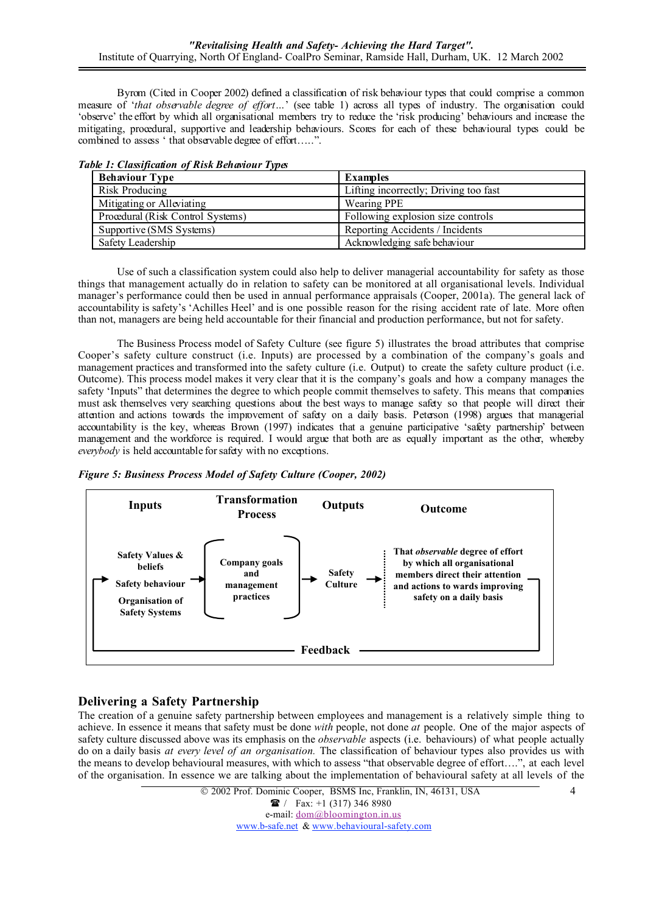Byrom (Cited in Cooper 2002) defined a classification of risk behaviour types that could comprise a common measure of '*that observable degree of effort…*' (see table 1) across all types of industry. The organisation could 'observe' the effort by which all organisational members try to reduce the 'risk producing' behaviours and increase the mitigating, procedural, supportive and leadership behaviours. Scores for each of these behavioural types could be combined to assess ' that observable degree of effort…..".

***Table 1: Classification of Risk Behaviour Types***

| **Behaviour Type** | **Examples** |
|---|---|
| Risk Producing | Lifting incorrectly; Driving too fast |
| Mitigating or Alleviating | Wearing PPE |
| Procedural (Risk Control Systems) | Following explosion size controls |
| Supportive (SMS Systems) | Reporting Accidents / Incidents |
| Safety Leadership | Acknowledging safe behaviour |

Use of such a classification system could also help to deliver managerial accountability for safety as those things that management actually do in relation to safety can be monitored at all organisational levels. Individual manager's performance could then be used in annual performance appraisals (Cooper, 2001a). The general lack of accountability is safety's 'Achilles Heel' and is one possible reason for the rising accident rate of late. More often than not, managers are being held accountable for their financial and production performance, but not for safety.

The Business Process model of Safety Culture (see figure 5) illustrates the broad attributes that comprise Cooper's safety culture construct (i.e. Inputs) are processed by a combination of the company's goals and management practices and transformed into the safety culture (i.e. Output) to create the safety culture product (i.e. Outcome). This process model makes it very clear that it is the company's goals and how a company manages the safety 'Inputs" that determines the degree to which people commit themselves to safety. This means that companies must ask themselves very searching questions about the best ways to manage safety so that people will direct their attention and actions towards the improvement of safety on a daily basis. Peterson (1998) argues that managerial accountability is the key, whereas Brown (1997) indicates that a genuine participative 'safety partnership' between management and the workforce is required. I would argue that both are as equally important as the other, whereby *everybody* is held accountable for safety with no exceptions.

***Figure 5: Business Process Model of Safety Culture (Cooper, 2002)***

| **Inputs** | **Transformation Process** | **Outputs** | **Outcome** |
|---|---|---|---|
| **Safety Values & beliefs**<br>**Safety behaviour**<br>**Organisation of Safety Systems** | **Company goals and management practices** | **Safety Culture** | **That *observable* degree of effort by which all organisational members direct their attention and actions to wards improving safety on a daily basis** |

**Feedback** (from Outcome back to Inputs)

## Delivering a Safety Partnership

The creation of a genuine safety partnership between employees and management is a relatively simple thing to achieve. In essence it means that safety must be done *with* people, not done *at* people. One of the major aspects of safety culture discussed above was its emphasis on the *observable* aspects (i.e. behaviours) of what people actually do on a daily basis *at every level of an organisation.* The classification of behaviour types also provides us with the means to develop behavioural measures, with which to assess "that observable degree of effort….", at each level of the organisation. In essence we are talking about the implementation of behavioural safety at all levels of the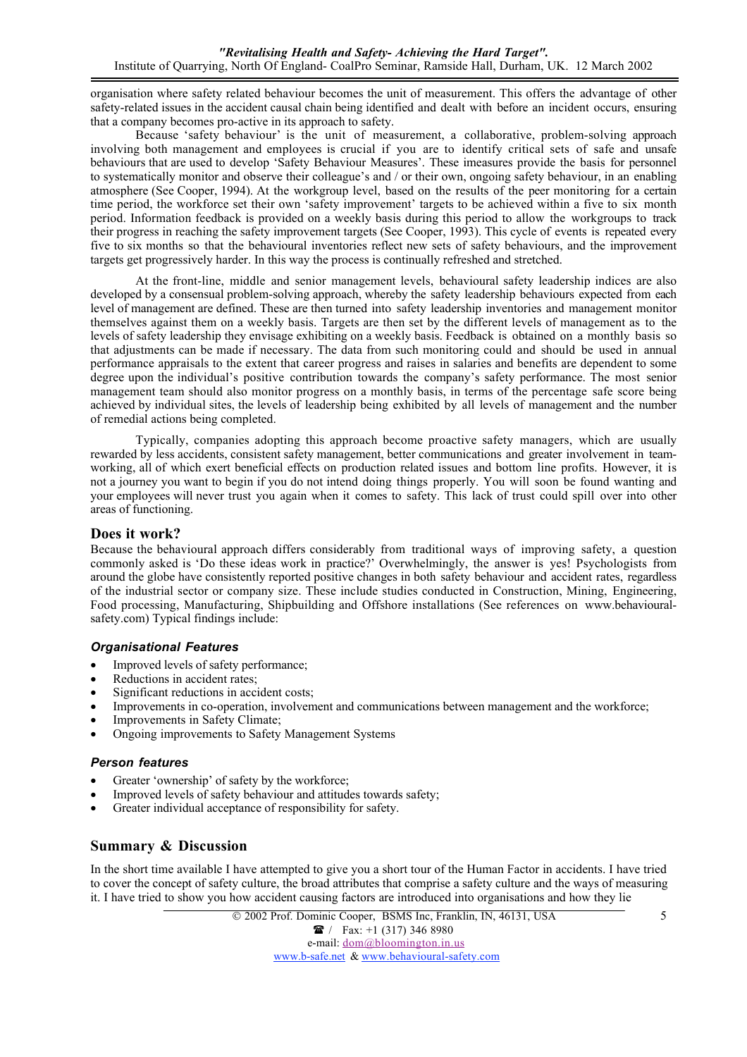organisation where safety related behaviour becomes the unit of measurement. This offers the advantage of other safety-related issues in the accident causal chain being identified and dealt with before an incident occurs, ensuring that a company becomes pro-active in its approach to safety.

Because 'safety behaviour' is the unit of measurement, a collaborative, problem-solving approach involving both management and employees is crucial if you are to identify critical sets of safe and unsafe behaviours that are used to develop 'Safety Behaviour Measures'. These imeasures provide the basis for personnel to systematically monitor and observe their colleague's and / or their own, ongoing safety behaviour, in an enabling atmosphere (See Cooper, 1994). At the workgroup level, based on the results of the peer monitoring for a certain time period, the workforce set their own 'safety improvement' targets to be achieved within a five to six month period. Information feedback is provided on a weekly basis during this period to allow the workgroups to track their progress in reaching the safety improvement targets (See Cooper, 1993). This cycle of events is repeated every five to six months so that the behavioural inventories reflect new sets of safety behaviours, and the improvement targets get progressively harder. In this way the process is continually refreshed and stretched.

At the front-line, middle and senior management levels, behavioural safety leadership indices are also developed by a consensual problem-solving approach, whereby the safety leadership behaviours expected from each level of management are defined. These are then turned into safety leadership inventories and management monitor themselves against them on a weekly basis. Targets are then set by the different levels of management as to the levels of safety leadership they envisage exhibiting on a weekly basis. Feedback is obtained on a monthly basis so that adjustments can be made if necessary. The data from such monitoring could and should be used in annual performance appraisals to the extent that career progress and raises in salaries and benefits are dependent to some degree upon the individual's positive contribution towards the company's safety performance. The most senior management team should also monitor progress on a monthly basis, in terms of the percentage safe score being achieved by individual sites, the levels of leadership being exhibited by all levels of management and the number of remedial actions being completed.

Typically, companies adopting this approach become proactive safety managers, which are usually rewarded by less accidents, consistent safety management, better communications and greater involvement in team-working, all of which exert beneficial effects on production related issues and bottom line profits. However, it is not a journey you want to begin if you do not intend doing things properly. You will soon be found wanting and your employees will never trust you again when it comes to safety. This lack of trust could spill over into other areas of functioning.

## Does it work?

Because the behavioural approach differs considerably from traditional ways of improving safety, a question commonly asked is 'Do these ideas work in practice?' Overwhelmingly, the answer is yes! Psychologists from around the globe have consistently reported positive changes in both safety behaviour and accident rates, regardless of the industrial sector or company size. These include studies conducted in Construction, Mining, Engineering, Food processing, Manufacturing, Shipbuilding and Offshore installations (See references on www.behavioural-safety.com) Typical findings include:

### *Organisational Features*

- Improved levels of safety performance;
- Reductions in accident rates;
- Significant reductions in accident costs;
- Improvements in co-operation, involvement and communications between management and the workforce;
- Improvements in Safety Climate;
- Ongoing improvements to Safety Management Systems

### *Person features*

- Greater 'ownership' of safety by the workforce;
- Improved levels of safety behaviour and attitudes towards safety;
- Greater individual acceptance of responsibility for safety.

## Summary & Discussion

In the short time available I have attempted to give you a short tour of the Human Factor in accidents. I have tried to cover the concept of safety culture, the broad attributes that comprise a safety culture and the ways of measuring it. I have tried to show you how accident causing factors are introduced into organisations and how they lie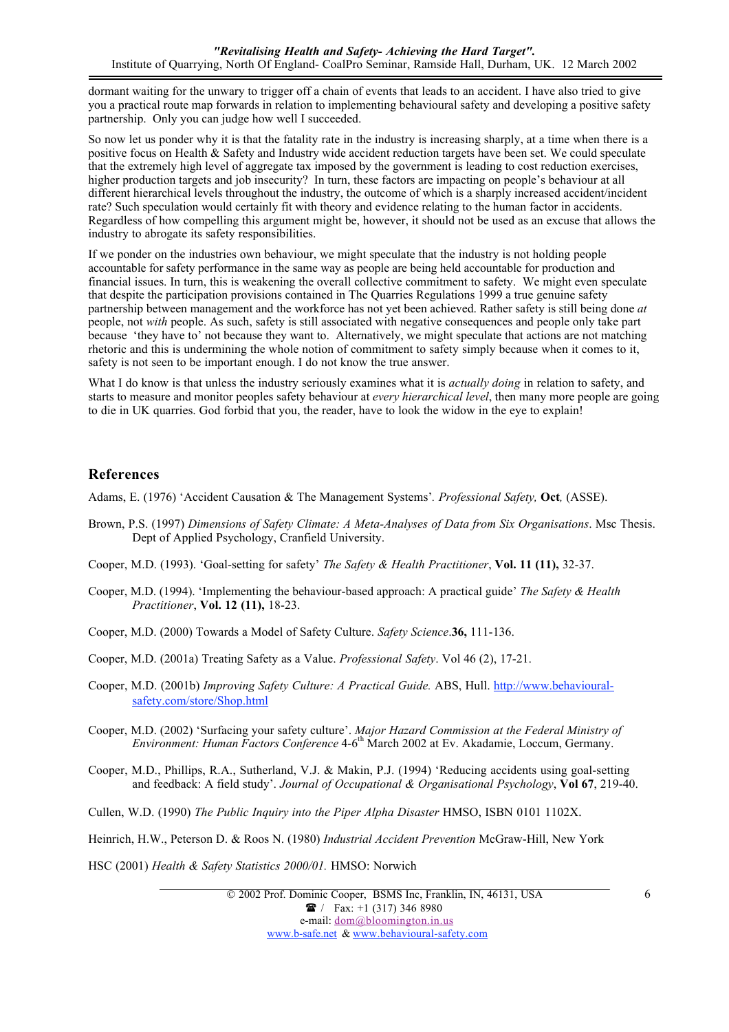dormant waiting for the unwary to trigger off a chain of events that leads to an accident. I have also tried to give you a practical route map forwards in relation to implementing behavioural safety and developing a positive safety partnership. Only you can judge how well I succeeded.

So now let us ponder why it is that the fatality rate in the industry is increasing sharply, at a time when there is a positive focus on Health & Safety and Industry wide accident reduction targets have been set. We could speculate that the extremely high level of aggregate tax imposed by the government is leading to cost reduction exercises, higher production targets and job insecurity? In turn, these factors are impacting on people's behaviour at all different hierarchical levels throughout the industry, the outcome of which is a sharply increased accident/incident rate? Such speculation would certainly fit with theory and evidence relating to the human factor in accidents. Regardless of how compelling this argument might be, however, it should not be used as an excuse that allows the industry to abrogate its safety responsibilities.

If we ponder on the industries own behaviour, we might speculate that the industry is not holding people accountable for safety performance in the same way as people are being held accountable for production and financial issues. In turn, this is weakening the overall collective commitment to safety. We might even speculate that despite the participation provisions contained in The Quarries Regulations 1999 a true genuine safety partnership between management and the workforce has not yet been achieved. Rather safety is still being done *at* people, not *with* people. As such, safety is still associated with negative consequences and people only take part because 'they have to' not because they want to. Alternatively, we might speculate that actions are not matching rhetoric and this is undermining the whole notion of commitment to safety simply because when it comes to it, safety is not seen to be important enough. I do not know the true answer.

What I do know is that unless the industry seriously examines what it is *actually doing* in relation to safety, and starts to measure and monitor peoples safety behaviour at *every hierarchical level*, then many more people are going to die in UK quarries. God forbid that you, the reader, have to look the widow in the eye to explain!

## References

Adams, E. (1976) 'Accident Causation & The Management Systems'. *Professional Safety,* **Oct***,* (ASSE).

Brown, P.S. (1997) *Dimensions of Safety Climate: A Meta-Analyses of Data from Six Organisations*. Msc Thesis. Dept of Applied Psychology, Cranfield University.

Cooper, M.D. (1993). 'Goal-setting for safety' *The Safety & Health Practitioner*, **Vol. 11 (11),** 32-37.

Cooper, M.D. (1994). 'Implementing the behaviour-based approach: A practical guide' *The Safety & Health Practitioner*, **Vol. 12 (11),** 18-23.

Cooper, M.D. (2000) Towards a Model of Safety Culture. *Safety Science*.**36,** 111-136.

Cooper, M.D. (2001a) Treating Safety as a Value. *Professional Safety*. Vol 46 (2), 17-21.

Cooper, M.D. (2001b) *Improving Safety Culture: A Practical Guide.* ABS, Hull. http://www.behavioural-safety.com/store/Shop.html

Cooper, M.D. (2002) 'Surfacing your safety culture'. *Major Hazard Commission at the Federal Ministry of Environment: Human Factors Conference* 4-6th March 2002 at Ev. Akadamie, Loccum, Germany.

Cooper, M.D., Phillips, R.A., Sutherland, V.J. & Makin, P.J. (1994) 'Reducing accidents using goal-setting and feedback: A field study'. *Journal of Occupational & Organisational Psychology*, **Vol 67**, 219-40.

Cullen, W.D. (1990) *The Public Inquiry into the Piper Alpha Disaster* HMSO, ISBN 0101 1102X.

Heinrich, H.W., Peterson D. & Roos N. (1980) *Industrial Accident Prevention* McGraw-Hill, New York

HSC (2001) *Health & Safety Statistics 2000/01.* HMSO: Norwich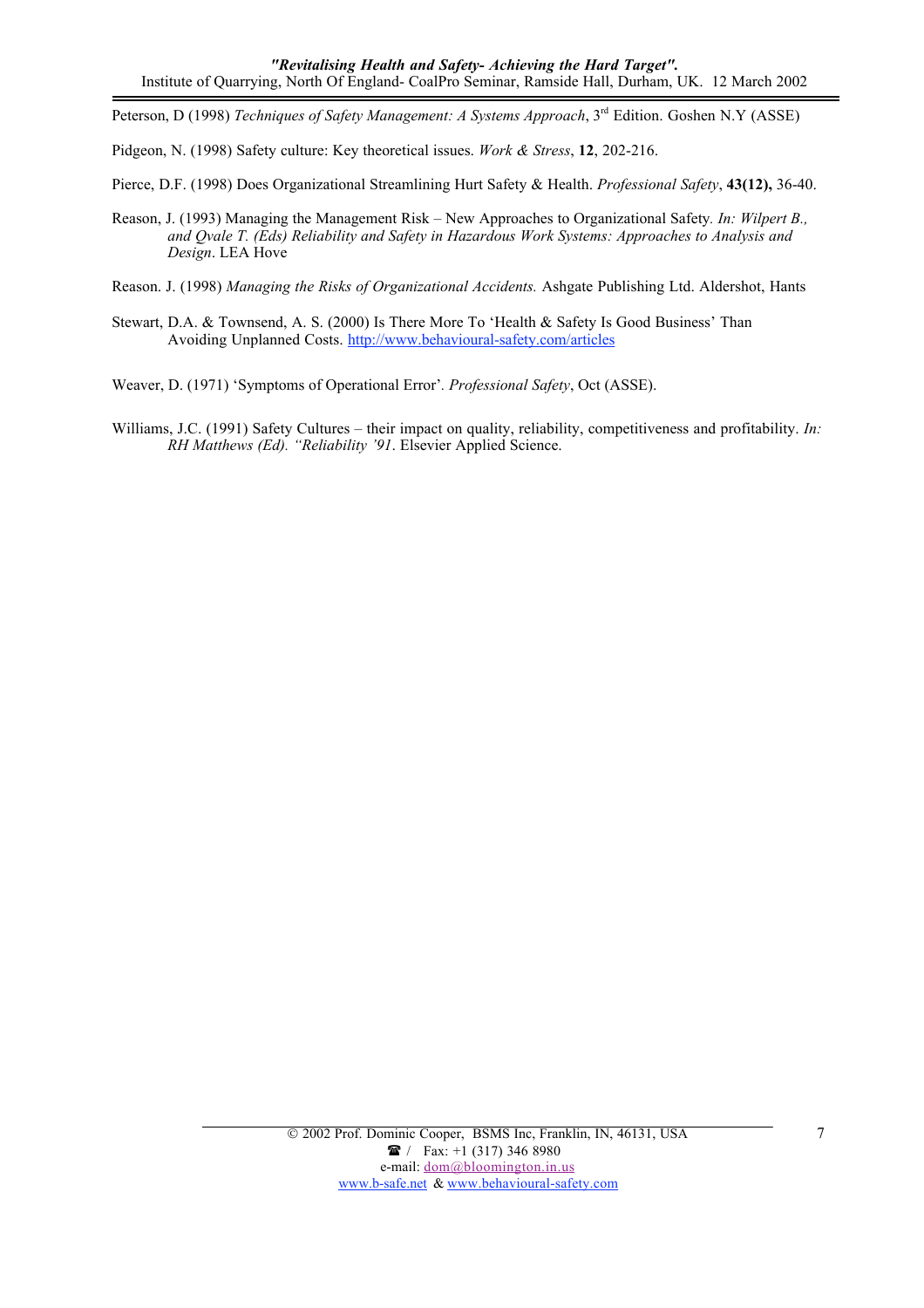Peterson, D (1998) *Techniques of Safety Management: A Systems Approach*, 3rd Edition. Goshen N.Y (ASSE)

Pidgeon, N. (1998) Safety culture: Key theoretical issues. *Work & Stress*, **12**, 202-216.

Pierce, D.F. (1998) Does Organizational Streamlining Hurt Safety & Health. *Professional Safety*, **43(12),** 36-40.

Reason, J. (1993) Managing the Management Risk – New Approaches to Organizational Safety*. In: Wilpert B., and Qvale T. (Eds) Reliability and Safety in Hazardous Work Systems: Approaches to Analysis and Design*. LEA Hove

Reason. J. (1998) *Managing the Risks of Organizational Accidents.* Ashgate Publishing Ltd. Aldershot, Hants

Stewart, D.A. & Townsend, A. S. (2000) Is There More To 'Health & Safety Is Good Business' Than Avoiding Unplanned Costs. http://www.behavioural-safety.com/articles

Weaver, D. (1971) 'Symptoms of Operational Error'*. Professional Safety*, Oct (ASSE).

Williams, J.C. (1991) Safety Cultures – their impact on quality, reliability, competitiveness and profitability. *In: RH Matthews (Ed). "Reliability '91*. Elsevier Applied Science.